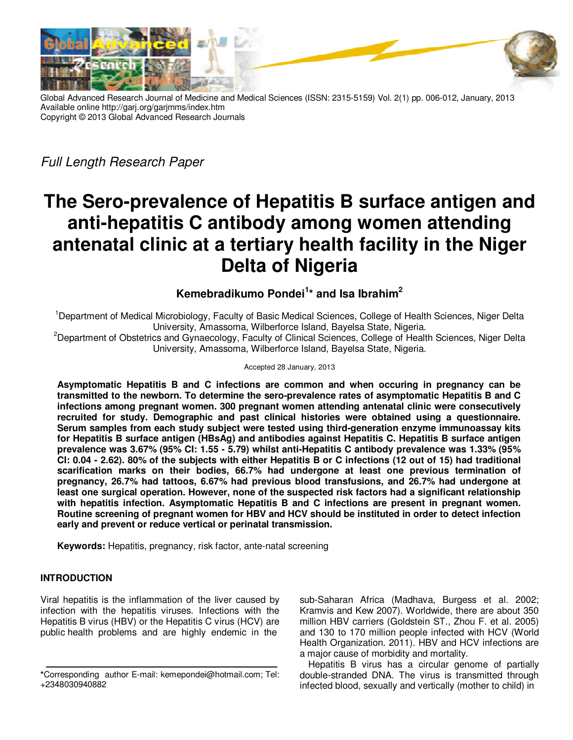Global Advanced Research Journal of Medicine and Medical Sciences (ISSN: 2315-5159) Vol. 2(1) pp. 006-012, January, 2013
Available online http://garj.org/garjmms/index.htm
Copyright © 2013 Global Advanced Research Journals

*Full Length Research Paper*

# The Sero-prevalence of Hepatitis B surface antigen and anti-hepatitis C antibody among women attending antenatal clinic at a tertiary health facility in the Niger Delta of Nigeria

**Kemebradikumo Pondei[1]* and Isa Ibrahim[2]**

[1]Department of Medical Microbiology, Faculty of Basic Medical Sciences, College of Health Sciences, Niger Delta University, Amassoma, Wilberforce Island, Bayelsa State, Nigeria.

[2]Department of Obstetrics and Gynaecology, Faculty of Clinical Sciences, College of Health Sciences, Niger Delta University, Amassoma, Wilberforce Island, Bayelsa State, Nigeria.

Accepted 28 January, 2013

**Asymptomatic Hepatitis B and C infections are common and when occuring in pregnancy can be transmitted to the newborn. To determine the sero-prevalence rates of asymptomatic Hepatitis B and C infections among pregnant women. 300 pregnant women attending antenatal clinic were consecutively recruited for study. Demographic and past clinical histories were obtained using a questionnaire. Serum samples from each study subject were tested using third-generation enzyme immunoassay kits for Hepatitis B surface antigen (HBsAg) and antibodies against Hepatitis C. Hepatitis B surface antigen prevalence was 3.67% (95% CI: 1.55 - 5.79) whilst anti-Hepatitis C antibody prevalence was 1.33% (95% CI: 0.04 - 2.62). 80% of the subjects with either Hepatitis B or C infections (12 out of 15) had traditional scarification marks on their bodies, 66.7% had undergone at least one previous termination of pregnancy, 26.7% had tattoos, 6.67% had previous blood transfusions, and 26.7% had undergone at least one surgical operation. However, none of the suspected risk factors had a significant relationship with hepatitis infection. Asymptomatic Hepatitis B and C infections are present in pregnant women. Routine screening of pregnant women for HBV and HCV should be instituted in order to detect infection early and prevent or reduce vertical or perinatal transmission.**

**Keywords:** Hepatitis, pregnancy, risk factor, ante-natal screening

## INTRODUCTION

Viral hepatitis is the inflammation of the liver caused by infection with the hepatitis viruses. Infections with the Hepatitis B virus (HBV) or the Hepatitis C virus (HCV) are public health problems and are highly endemic in the sub-Saharan Africa (Madhava, Burgess et al. 2002; Kramvis and Kew 2007). Worldwide, there are about 350 million HBV carriers (Goldstein ST., Zhou F. et al. 2005) and 130 to 170 million people infected with HCV (World Health Organization. 2011). HBV and HCV infections are a major cause of morbidity and mortality.

Hepatitis B virus has a circular genome of partially double-stranded DNA. The virus is transmitted through infected blood, sexually and vertically (mother to child) in

*Corresponding author E-mail: kemepondei@hotmail.com; Tel: +2348030940882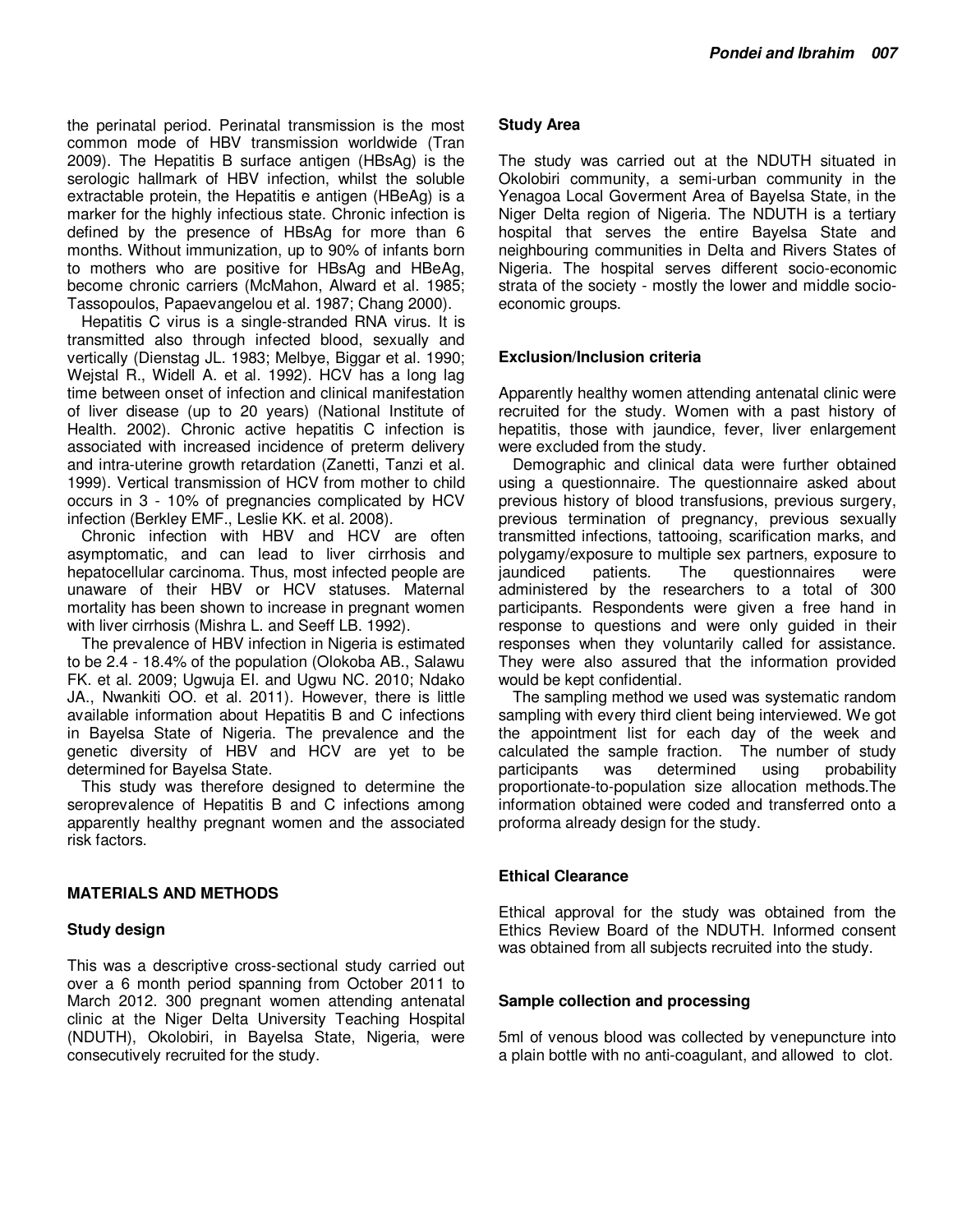the perinatal period. Perinatal transmission is the most common mode of HBV transmission worldwide (Tran 2009). The Hepatitis B surface antigen (HBsAg) is the serologic hallmark of HBV infection, whilst the soluble extractable protein, the Hepatitis e antigen (HBeAg) is a marker for the highly infectious state. Chronic infection is defined by the presence of HBsAg for more than 6 months. Without immunization, up to 90% of infants born to mothers who are positive for HBsAg and HBeAg, become chronic carriers (McMahon, Alward et al. 1985; Tassopoulos, Papaevangelou et al. 1987; Chang 2000).

Hepatitis C virus is a single-stranded RNA virus. It is transmitted also through infected blood, sexually and vertically (Dienstag JL. 1983; Melbye, Biggar et al. 1990; Wejstal R., Widell A. et al. 1992). HCV has a long lag time between onset of infection and clinical manifestation of liver disease (up to 20 years) (National Institute of Health. 2002). Chronic active hepatitis C infection is associated with increased incidence of preterm delivery and intra-uterine growth retardation (Zanetti, Tanzi et al. 1999). Vertical transmission of HCV from mother to child occurs in 3 - 10% of pregnancies complicated by HCV infection (Berkley EMF., Leslie KK. et al. 2008).

Chronic infection with HBV and HCV are often asymptomatic, and can lead to liver cirrhosis and hepatocellular carcinoma. Thus, most infected people are unaware of their HBV or HCV statuses. Maternal mortality has been shown to increase in pregnant women with liver cirrhosis (Mishra L. and Seeff LB. 1992).

The prevalence of HBV infection in Nigeria is estimated to be 2.4 - 18.4% of the population (Olokoba AB., Salawu FK. et al. 2009; Ugwuja EI. and Ugwu NC. 2010; Ndako JA., Nwankiti OO. et al. 2011). However, there is little available information about Hepatitis B and C infections in Bayelsa State of Nigeria. The prevalence and the genetic diversity of HBV and HCV are yet to be determined for Bayelsa State.

This study was therefore designed to determine the seroprevalence of Hepatitis B and C infections among apparently healthy pregnant women and the associated risk factors.

## MATERIALS AND METHODS

### Study design

This was a descriptive cross-sectional study carried out over a 6 month period spanning from October 2011 to March 2012. 300 pregnant women attending antenatal clinic at the Niger Delta University Teaching Hospital (NDUTH), Okolobiri, in Bayelsa State, Nigeria, were consecutively recruited for the study.

### Study Area

The study was carried out at the NDUTH situated in Okolobiri community, a semi-urban community in the Yenagoa Local Goverment Area of Bayelsa State, in the Niger Delta region of Nigeria. The NDUTH is a tertiary hospital that serves the entire Bayelsa State and neighbouring communities in Delta and Rivers States of Nigeria. The hospital serves different socio-economic strata of the society - mostly the lower and middle socio-economic groups.

### Exclusion/Inclusion criteria

Apparently healthy women attending antenatal clinic were recruited for the study. Women with a past history of hepatitis, those with jaundice, fever, liver enlargement were excluded from the study.

Demographic and clinical data were further obtained using a questionnaire. The questionnaire asked about previous history of blood transfusions, previous surgery, previous termination of pregnancy, previous sexually transmitted infections, tattooing, scarification marks, and polygamy/exposure to multiple sex partners, exposure to jaundiced patients. The questionnaires were administered by the researchers to a total of 300 participants. Respondents were given a free hand in response to questions and were only guided in their responses when they voluntarily called for assistance. They were also assured that the information provided would be kept confidential.

The sampling method we used was systematic random sampling with every third client being interviewed. We got the appointment list for each day of the week and calculated the sample fraction. The number of study participants was determined using probability proportionate-to-population size allocation methods.The information obtained were coded and transferred onto a proforma already design for the study.

### Ethical Clearance

Ethical approval for the study was obtained from the Ethics Review Board of the NDUTH. Informed consent was obtained from all subjects recruited into the study.

### Sample collection and processing

5ml of venous blood was collected by venepuncture into a plain bottle with no anti-coagulant, and allowed to clot.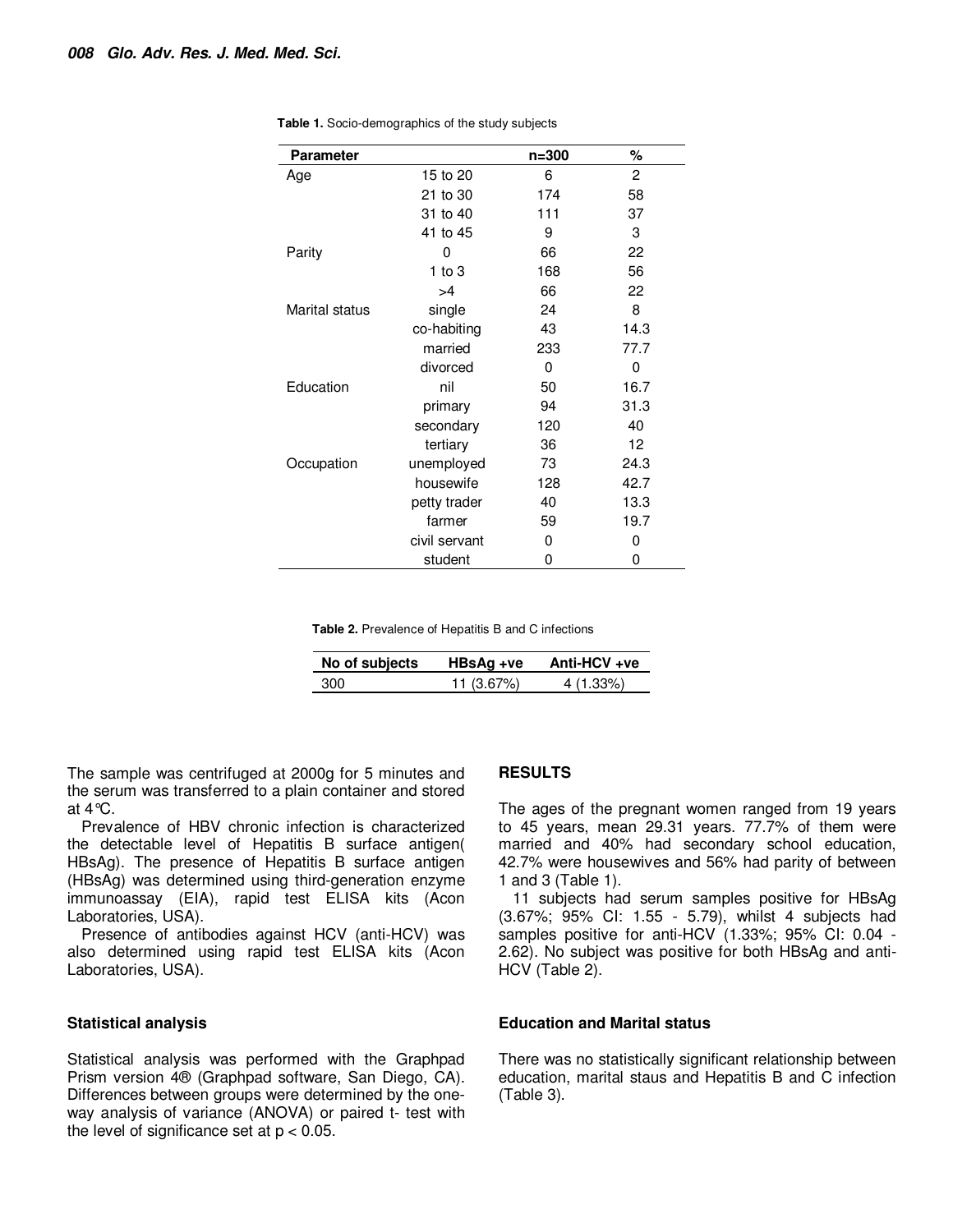**Table 1.** Socio-demographics of the study subjects

| Parameter | | n=300 | % |
|---|---|---|---|
| Age | 15 to 20 | 6 | 2 |
| | 21 to 30 | 174 | 58 |
| | 31 to 40 | 111 | 37 |
| | 41 to 45 | 9 | 3 |
| Parity | 0 | 66 | 22 |
| | 1 to 3 | 168 | 56 |
| | >4 | 66 | 22 |
| Marital status | single | 24 | 8 |
| | co-habiting | 43 | 14.3 |
| | married | 233 | 77.7 |
| | divorced | 0 | 0 |
| Education | nil | 50 | 16.7 |
| | primary | 94 | 31.3 |
| | secondary | 120 | 40 |
| | tertiary | 36 | 12 |
| Occupation | unemployed | 73 | 24.3 |
| | housewife | 128 | 42.7 |
| | petty trader | 40 | 13.3 |
| | farmer | 59 | 19.7 |
| | civil servant | 0 | 0 |
| | student | 0 | 0 |

**Table 2.** Prevalence of Hepatitis B and C infections

| No of subjects | HBsAg +ve | Anti-HCV +ve |
|---|---|---|
| 300 | 11 (3.67%) | 4 (1.33%) |

The sample was centrifuged at 2000g for 5 minutes and the serum was transferred to a plain container and stored at 4℃.

Prevalence of HBV chronic infection is characterized the detectable level of Hepatitis B surface antigen( HBsAg). The presence of Hepatitis B surface antigen (HBsAg) was determined using third-generation enzyme immunoassay (EIA), rapid test ELISA kits (Acon Laboratories, USA).

Presence of antibodies against HCV (anti-HCV) was also determined using rapid test ELISA kits (Acon Laboratories, USA).

### Statistical analysis

Statistical analysis was performed with the Graphpad Prism version 4® (Graphpad software, San Diego, CA). Differences between groups were determined by the one-way analysis of variance (ANOVA) or paired t- test with the level of significance set at $p < 0.05$.

## RESULTS

The ages of the pregnant women ranged from 19 years to 45 years, mean 29.31 years. 77.7% of them were married and 40% had secondary school education, 42.7% were housewives and 56% had parity of between 1 and 3 (Table 1).

11 subjects had serum samples positive for HBsAg (3.67%; 95% CI: 1.55 - 5.79), whilst 4 subjects had samples positive for anti-HCV (1.33%; 95% CI: 0.04 - 2.62). No subject was positive for both HBsAg and anti-HCV (Table 2).

### Education and Marital status

There was no statistically significant relationship between education, marital staus and Hepatitis B and C infection (Table 3).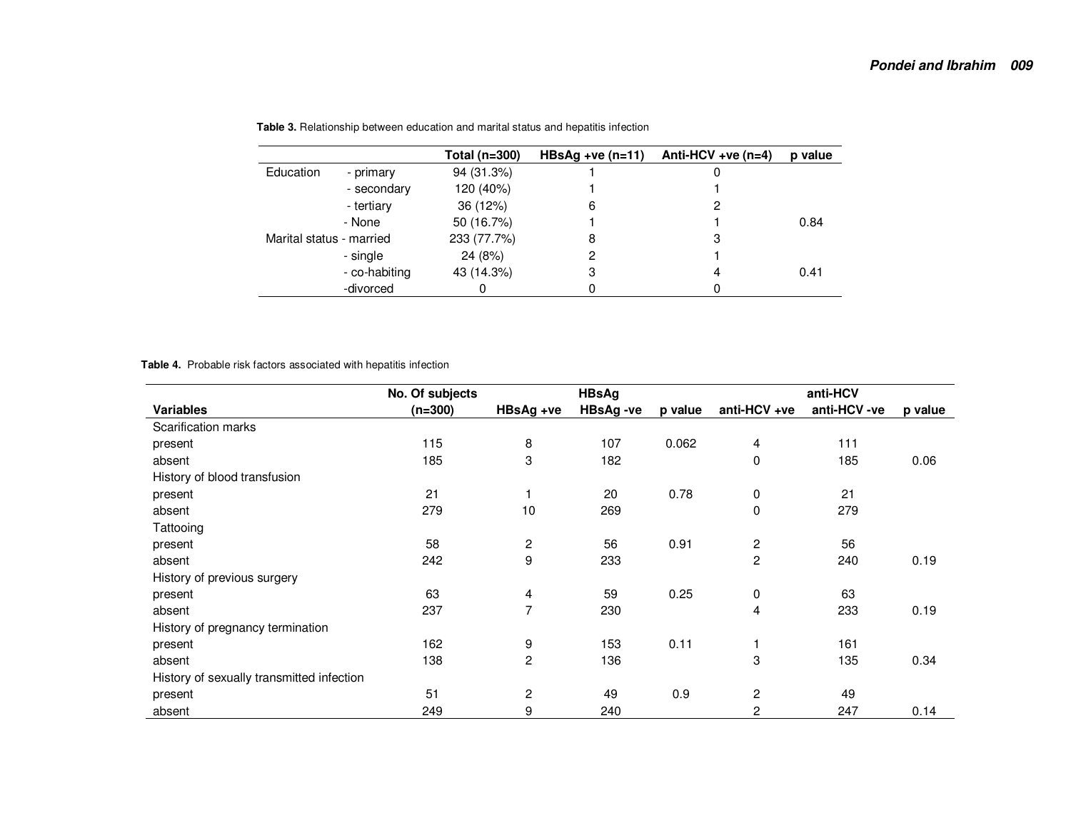**Table 3.** Relationship between education and marital status and hepatitis infection

| | | Total (n=300) | HBsAg +ve (n=11) | Anti-HCV +ve (n=4) | p value |
|---|---|---|---|---|---|
| Education | - primary | 94 (31.3%) | 1 | 0 | |
| | - secondary | 120 (40%) | 1 | 1 | |
| | - tertiary | 36 (12%) | 6 | 2 | |
| | - None | 50 (16.7%) | 1 | 1 | 0.84 |
| Marital status | - married | 233 (77.7%) | 8 | 3 | |
| | - single | 24 (8%) | 2 | 1 | |
| | - co-habiting | 43 (14.3%) | 3 | 4 | 0.41 |
| | -divorced | 0 | 0 | 0 | |

**Table 4.** Probable risk factors associated with hepatitis infection

| | No. Of subjects | HBsAg | | | anti-HCV | | |
|---|---|---|---|---|---|---|---|
| Variables | (n=300) | HBsAg +ve | HBsAg -ve | p value | anti-HCV +ve | anti-HCV -ve | p value |
| Scarification marks | | | | | | | |
| present | 115 | 8 | 107 | 0.062 | 4 | 111 | |
| absent | 185 | 3 | 182 | | 0 | 185 | 0.06 |
| History of blood transfusion | | | | | | | |
| present | 21 | 1 | 20 | 0.78 | 0 | 21 | |
| absent | 279 | 10 | 269 | | 0 | 279 | |
| Tattooing | | | | | | | |
| present | 58 | 2 | 56 | 0.91 | 2 | 56 | |
| absent | 242 | 9 | 233 | | 2 | 240 | 0.19 |
| History of previous surgery | | | | | | | |
| present | 63 | 4 | 59 | 0.25 | 0 | 63 | |
| absent | 237 | 7 | 230 | | 4 | 233 | 0.19 |
| History of pregnancy termination | | | | | | | |
| present | 162 | 9 | 153 | 0.11 | 1 | 161 | |
| absent | 138 | 2 | 136 | | 3 | 135 | 0.34 |
| History of sexually transmitted infection | | | | | | | |
| present | 51 | 2 | 49 | 0.9 | 2 | 49 | |
| absent | 249 | 9 | 240 | | 2 | 247 | 0.14 |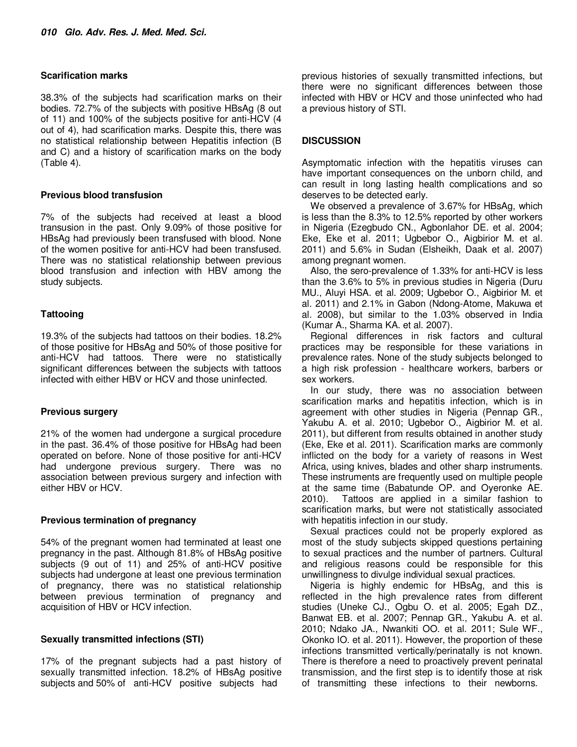### Scarification marks

38.3% of the subjects had scarification marks on their bodies. 72.7% of the subjects with positive HBsAg (8 out of 11) and 100% of the subjects positive for anti-HCV (4 out of 4), had scarification marks. Despite this, there was no statistical relationship between Hepatitis infection (B and C) and a history of scarification marks on the body (Table 4).

### Previous blood transfusion

7% of the subjects had received at least a blood transusion in the past. Only 9.09% of those positive for HBsAg had previously been transfused with blood. None of the women positive for anti-HCV had been transfused. There was no statistical relationship between previous blood transfusion and infection with HBV among the study subjects.

### Tattooing

19.3% of the subjects had tattoos on their bodies. 18.2% of those positive for HBsAg and 50% of those positive for anti-HCV had tattoos. There were no statistically significant differences between the subjects with tattoos infected with either HBV or HCV and those uninfected.

### Previous surgery

21% of the women had undergone a surgical procedure in the past. 36.4% of those positive for HBsAg had been operated on before. None of those positive for anti-HCV had undergone previous surgery. There was no association between previous surgery and infection with either HBV or HCV.

### Previous termination of pregnancy

54% of the pregnant women had terminated at least one pregnancy in the past. Although 81.8% of HBsAg positive subjects (9 out of 11) and 25% of anti-HCV positive subjects had undergone at least one previous termination of pregnancy, there was no statistical relationship between previous termination of pregnancy and acquisition of HBV or HCV infection.

### Sexually transmitted infections (STI)

17% of the pregnant subjects had a past history of sexually transmitted infection. 18.2% of HBsAg positive subjects and 50% of anti-HCV positive subjects had previous histories of sexually transmitted infections, but there were no significant differences between those infected with HBV or HCV and those uninfected who had a previous history of STI.

## DISCUSSION

Asymptomatic infection with the hepatitis viruses can have important consequences on the unborn child, and can result in long lasting health complications and so deserves to be detected early.

We observed a prevalence of 3.67% for HBsAg, which is less than the 8.3% to 12.5% reported by other workers in Nigeria (Ezegbudo CN., Agbonlahor DE. et al. 2004; Eke, Eke et al. 2011; Ugbebor O., Aigbirior M. et al. 2011) and 5.6% in Sudan (Elsheikh, Daak et al. 2007) among pregnant women.

Also, the sero-prevalence of 1.33% for anti-HCV is less than the 3.6% to 5% in previous studies in Nigeria (Duru MU., Aluyi HSA. et al. 2009; Ugbebor O., Aigbirior M. et al. 2011) and 2.1% in Gabon (Ndong-Atome, Makuwa et al. 2008), but similar to the 1.03% observed in India (Kumar A., Sharma KA. et al. 2007).

Regional differences in risk factors and cultural practices may be responsible for these variations in prevalence rates. None of the study subjects belonged to a high risk profession - healthcare workers, barbers or sex workers.

In our study, there was no association between scarification marks and hepatitis infection, which is in agreement with other studies in Nigeria (Pennap GR., Yakubu A. et al. 2010; Ugbebor O., Aigbirior M. et al. 2011), but different from results obtained in another study (Eke, Eke et al. 2011). Scarification marks are commonly inflicted on the body for a variety of reasons in West Africa, using knives, blades and other sharp instruments. These instruments are frequently used on multiple people at the same time (Babatunde OP. and Oyeronke AE. 2010). Tattoos are applied in a similar fashion to scarification marks, but were not statistically associated with hepatitis infection in our study.

Sexual practices could not be properly explored as most of the study subjects skipped questions pertaining to sexual practices and the number of partners. Cultural and religious reasons could be responsible for this unwillingness to divulge individual sexual practices.

Nigeria is highly endemic for HBsAg, and this is reflected in the high prevalence rates from different studies (Uneke CJ., Ogbu O. et al. 2005; Egah DZ., Banwat EB. et al. 2007; Pennap GR., Yakubu A. et al. 2010; Ndako JA., Nwankiti OO. et al. 2011; Sule WF., Okonko IO. et al. 2011). However, the proportion of these infections transmitted vertically/perinatally is not known. There is therefore a need to proactively prevent perinatal transmission, and the first step is to identify those at risk of transmitting these infections to their newborns.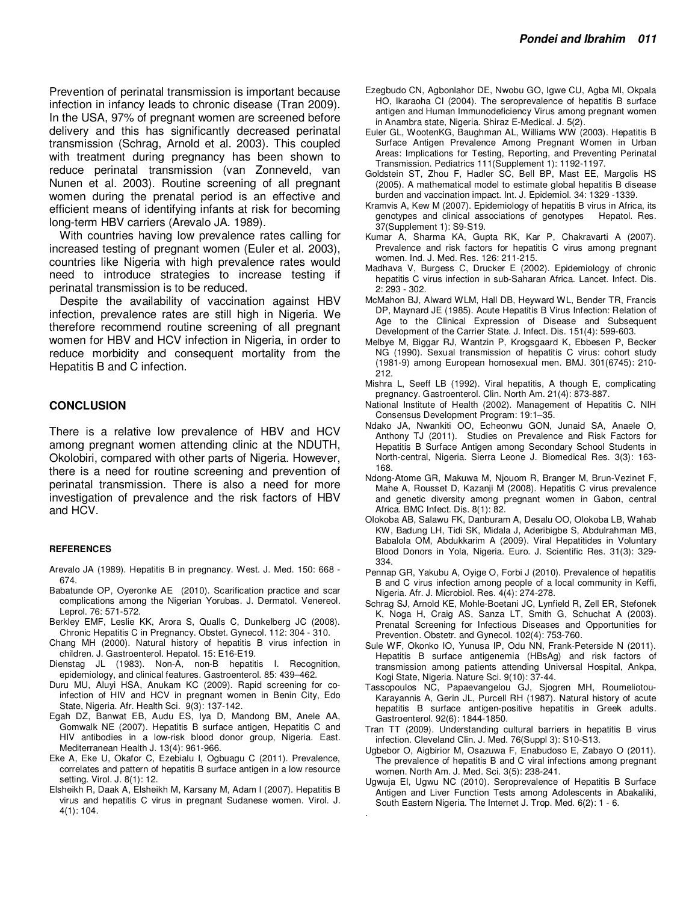Prevention of perinatal transmission is important because infection in infancy leads to chronic disease (Tran 2009). In the USA, 97% of pregnant women are screened before delivery and this has significantly decreased perinatal transmission (Schrag, Arnold et al. 2003). This coupled with treatment during pregnancy has been shown to reduce perinatal transmission (van Zonneveld, van Nunen et al. 2003). Routine screening of all pregnant women during the prenatal period is an effective and efficient means of identifying infants at risk for becoming long-term HBV carriers (Arevalo JA. 1989).

With countries having low prevalence rates calling for increased testing of pregnant women (Euler et al. 2003), countries like Nigeria with high prevalence rates would need to introduce strategies to increase testing if perinatal transmission is to be reduced.

Despite the availability of vaccination against HBV infection, prevalence rates are still high in Nigeria. We therefore recommend routine screening of all pregnant women for HBV and HCV infection in Nigeria, in order to reduce morbidity and consequent mortality from the Hepatitis B and C infection.

## CONCLUSION

There is a relative low prevalence of HBV and HCV among pregnant women attending clinic at the NDUTH, Okolobiri, compared with other parts of Nigeria. However, there is a need for routine screening and prevention of perinatal transmission. There is also a need for more investigation of prevalence and the risk factors of HBV and HCV.

### REFERENCES

Arevalo JA (1989). Hepatitis B in pregnancy. West. J. Med. 150: 668 - 674.

Babatunde OP, Oyeronke AE (2010). Scarification practice and scar complications among the Nigerian Yorubas. J. Dermatol. Venereol. Leprol. 76: 571-572.

Berkley EMF, Leslie KK, Arora S, Qualls C, Dunkelberg JC (2008). Chronic Hepatitis C in Pregnancy. Obstet. Gynecol. 112: 304 - 310.

Chang MH (2000). Natural history of hepatitis B virus infection in children. J. Gastroenterol. Hepatol. 15: E16-E19.

Dienstag JL (1983). Non-A, non-B hepatitis I. Recognition, epidemiology, and clinical features. Gastroenterol. 85: 439–462.

Duru MU, Aluyi HSA, Anukam KC (2009). Rapid screening for co-infection of HIV and HCV in pregnant women in Benin City, Edo State, Nigeria. Afr. Health Sci. 9(3): 137-142.

Egah DZ, Banwat EB, Audu ES, Iya D, Mandong BM, Anele AA, Gomwalk NE (2007). Hepatitis B surface antigen, Hepatitis C and HIV antibodies in a low-risk blood donor group, Nigeria. East. Mediterranean Health J. 13(4): 961-966.

Eke A, Eke U, Okafor C, Ezebialu I, Ogbuagu C (2011). Prevalence, correlates and pattern of hepatitis B surface antigen in a low resource setting. Virol. J. 8(1): 12.

Elsheikh R, Daak A, Elsheikh M, Karsany M, Adam I (2007). Hepatitis B virus and hepatitis C virus in pregnant Sudanese women. Virol. J. 4(1): 104.

Ezegbudo CN, Agbonlahor DE, Nwobu GO, Igwe CU, Agba MI, Okpala HO, Ikaraoha CI (2004). The seroprevalence of hepatitis B surface antigen and Human Immunodeficiency Virus among pregnant women in Anambra state, Nigeria. Shiraz E-Medical. J. 5(2).

Euler GL, WootenKG, Baughman AL, Williams WW (2003). Hepatitis B Surface Antigen Prevalence Among Pregnant Women in Urban Areas: Implications for Testing, Reporting, and Preventing Perinatal Transmission. Pediatrics 111(Supplement 1): 1192-1197.

Goldstein ST, Zhou F, Hadler SC, Bell BP, Mast EE, Margolis HS (2005). A mathematical model to estimate global hepatitis B disease burden and vaccination impact. Int. J. Epidemiol. 34: 1329 -1339.

Kramvis A, Kew M (2007). Epidemiology of hepatitis B virus in Africa, its genotypes and clinical associations of genotypes Hepatol. Res. 37(Supplement 1): S9-S19.

Kumar A, Sharma KA, Gupta RK, Kar P, Chakravarti A (2007). Prevalence and risk factors for hepatitis C virus among pregnant women. Ind. J. Med. Res. 126: 211-215.

Madhava V, Burgess C, Drucker E (2002). Epidemiology of chronic hepatitis C virus infection in sub-Saharan Africa. Lancet. Infect. Dis. 2: 293 - 302.

McMahon BJ, Alward WLM, Hall DB, Heyward WL, Bender TR, Francis DP, Maynard JE (1985). Acute Hepatitis B Virus Infection: Relation of Age to the Clinical Expression of Disease and Subsequent Development of the Carrier State. J. Infect. Dis. 151(4): 599-603.

Melbye M, Biggar RJ, Wantzin P, Krogsgaard K, Ebbesen P, Becker NG (1990). Sexual transmission of hepatitis C virus: cohort study (1981-9) among European homosexual men. BMJ. 301(6745): 210-212.

Mishra L, Seeff LB (1992). Viral hepatitis, A though E, complicating pregnancy. Gastroenterol. Clin. North Am. 21(4): 873-887.

National Institute of Health (2002). Management of Hepatitis C. NIH Consensus Development Program: 19:1–35.

Ndako JA, Nwankiti OO, Echeonwu GON, Junaid SA, Anaele O, Anthony TJ (2011). Studies on Prevalence and Risk Factors for Hepatitis B Surface Antigen among Secondary School Students in North-central, Nigeria. Sierra Leone J. Biomedical Res. 3(3): 163-168.

Ndong-Atome GR, Makuwa M, Njouom R, Branger M, Brun-Vezinet F, Mahe A, Rousset D, Kazanji M (2008). Hepatitis C virus prevalence and genetic diversity among pregnant women in Gabon, central Africa. BMC Infect. Dis. 8(1): 82.

Olokoba AB, Salawu FK, Danburam A, Desalu OO, Olokoba LB, Wahab KW, Badung LH, Tidi SK, Midala J, Aderibigbe S, Abdulrahman MB, Babalola OM, Abdukkarim A (2009). Viral Hepatitides in Voluntary Blood Donors in Yola, Nigeria. Euro. J. Scientific Res. 31(3): 329-334.

Pennap GR, Yakubu A, Oyige O, Forbi J (2010). Prevalence of hepatitis B and C virus infection among people of a local community in Keffi, Nigeria. Afr. J. Microbiol. Res. 4(4): 274-278.

Schrag SJ, Arnold KE, Mohle-Boetani JC, Lynfield R, Zell ER, Stefonek K, Noga H, Craig AS, Sanza LT, Smith G, Schuchat A (2003). Prenatal Screening for Infectious Diseases and Opportunities for Prevention. Obstetr. and Gynecol. 102(4): 753-760.

Sule WF, Okonko IO, Yunusa IP, Odu NN, Frank-Peterside N (2011). Hepatitis B surface antigenemia (HBsAg) and risk factors of transmission among patients attending Universal Hospital, Ankpa, Kogi State, Nigeria. Nature Sci. 9(10): 37-44.

Tassopoulos NC, Papaevangelou GJ, Sjogren MH, Roumeliotou-Karayannis A, Gerin JL, Purcell RH (1987). Natural history of acute hepatitis B surface antigen-positive hepatitis in Greek adults. Gastroenterol. 92(6): 1844-1850.

Tran TT (2009). Understanding cultural barriers in hepatitis B virus infection. Cleveland Clin. J. Med. 76(Suppl 3): S10-S13.

Ugbebor O, Aigbirior M, Osazuwa F, Enabudoso E, Zabayo O (2011). The prevalence of hepatitis B and C viral infections among pregnant women. North Am. J. Med. Sci. 3(5): 238-241.

Ugwuja EI, Ugwu NC (2010). Seroprevalence of Hepatitis B Surface Antigen and Liver Function Tests among Adolescents in Abakaliki, South Eastern Nigeria. The Internet J. Trop. Med. 6(2): 1 - 6.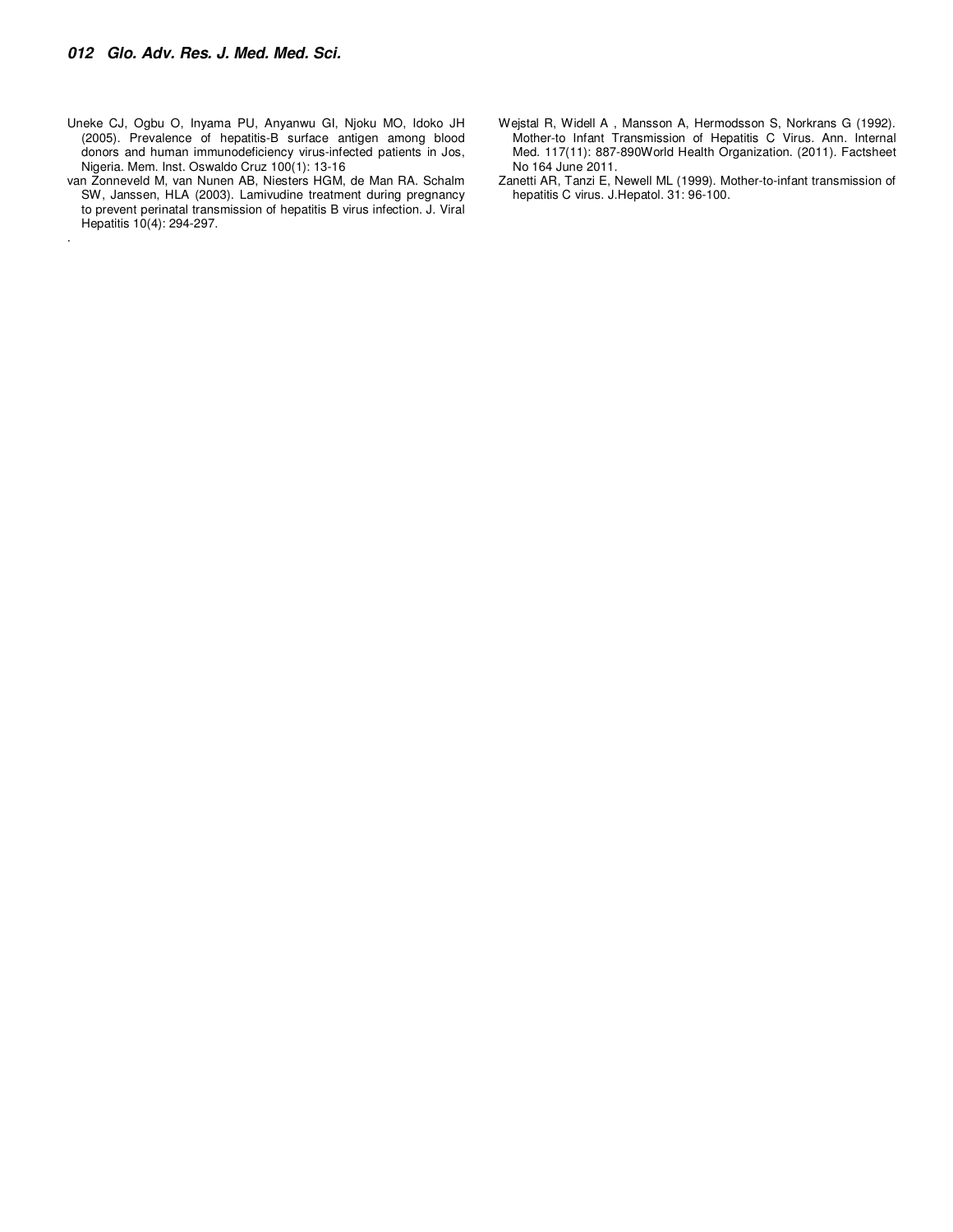Uneke CJ, Ogbu O, Inyama PU, Anyanwu GI, Njoku MO, Idoko JH (2005). Prevalence of hepatitis-B surface antigen among blood donors and human immunodeficiency virus-infected patients in Jos, Nigeria. Mem. Inst. Oswaldo Cruz 100(1): 13-16

van Zonneveld M, van Nunen AB, Niesters HGM, de Man RA. Schalm SW, Janssen, HLA (2003). Lamivudine treatment during pregnancy to prevent perinatal transmission of hepatitis B virus infection. J. Viral Hepatitis 10(4): 294-297.

.

Wejstal R, Widell A , Mansson A, Hermodsson S, Norkrans G (1992). Mother-to Infant Transmission of Hepatitis C Virus. Ann. Internal Med. 117(11): 887-890World Health Organization. (2011). Factsheet No 164 June 2011.

Zanetti AR, Tanzi E, Newell ML (1999). Mother-to-infant transmission of hepatitis C virus. J.Hepatol. 31: 96-100.